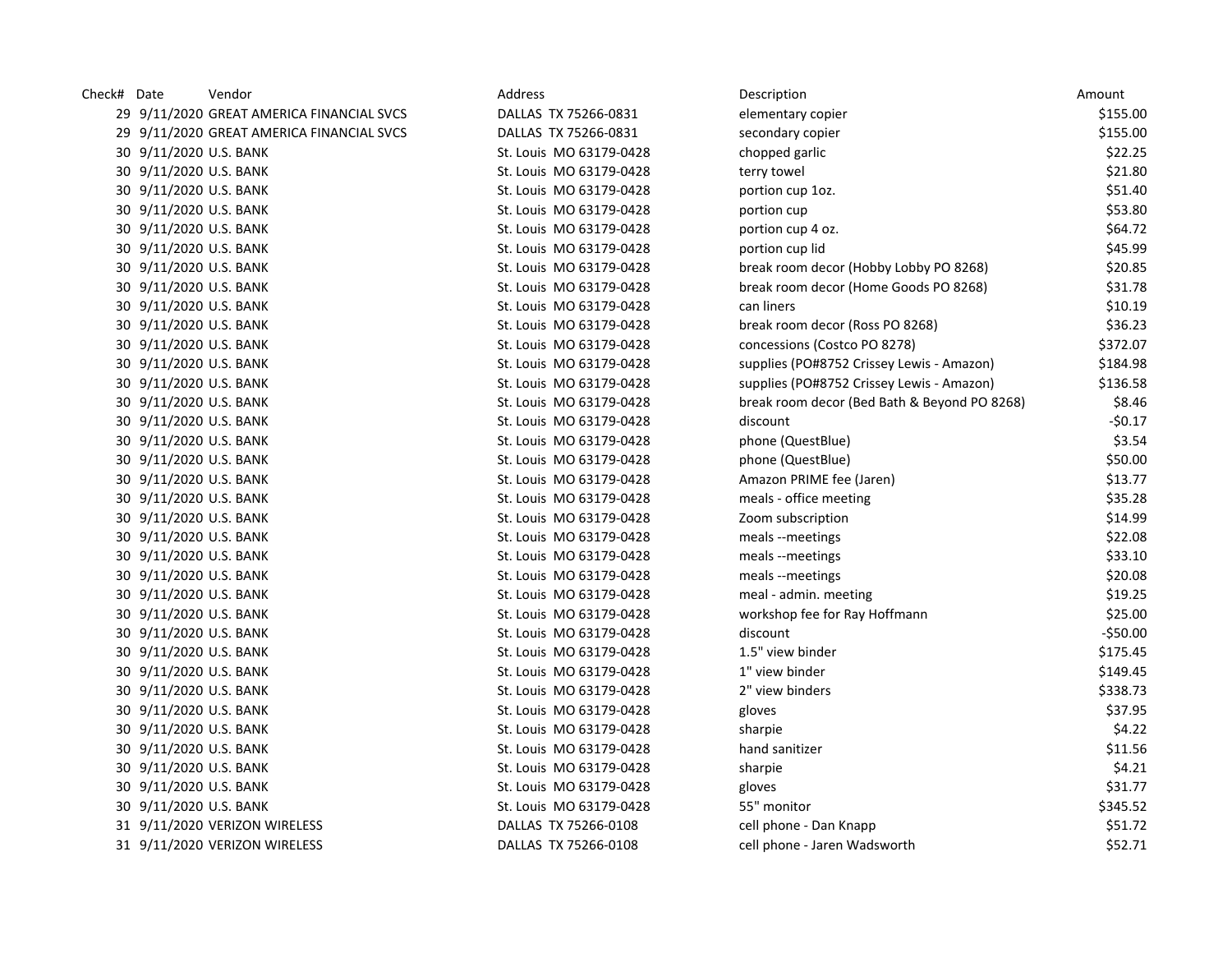| Check# | Date | Vendor | Address | Description | Amount |
|---|---|---|---|---|---|
| 29 | 9/11/2020 | GREAT AMERICA FINANCIAL SVCS | DALLAS TX 75266-0831 | elementary copier | $155.00 |
| 29 | 9/11/2020 | GREAT AMERICA FINANCIAL SVCS | DALLAS TX 75266-0831 | secondary copier | $155.00 |
| 30 | 9/11/2020 | U.S. BANK | St. Louis MO 63179-0428 | chopped garlic | $22.25 |
| 30 | 9/11/2020 | U.S. BANK | St. Louis MO 63179-0428 | terry towel | $21.80 |
| 30 | 9/11/2020 | U.S. BANK | St. Louis MO 63179-0428 | portion cup 1oz. | $51.40 |
| 30 | 9/11/2020 | U.S. BANK | St. Louis MO 63179-0428 | portion cup | $53.80 |
| 30 | 9/11/2020 | U.S. BANK | St. Louis MO 63179-0428 | portion cup 4 oz. | $64.72 |
| 30 | 9/11/2020 | U.S. BANK | St. Louis MO 63179-0428 | portion cup lid | $45.99 |
| 30 | 9/11/2020 | U.S. BANK | St. Louis MO 63179-0428 | break room decor (Hobby Lobby PO 8268) | $20.85 |
| 30 | 9/11/2020 | U.S. BANK | St. Louis MO 63179-0428 | break room decor (Home Goods PO 8268) | $31.78 |
| 30 | 9/11/2020 | U.S. BANK | St. Louis MO 63179-0428 | can liners | $10.19 |
| 30 | 9/11/2020 | U.S. BANK | St. Louis MO 63179-0428 | break room decor (Ross PO 8268) | $36.23 |
| 30 | 9/11/2020 | U.S. BANK | St. Louis MO 63179-0428 | concessions (Costco PO 8278) | $372.07 |
| 30 | 9/11/2020 | U.S. BANK | St. Louis MO 63179-0428 | supplies (PO#8752 Crissey Lewis - Amazon) | $184.98 |
| 30 | 9/11/2020 | U.S. BANK | St. Louis MO 63179-0428 | supplies (PO#8752 Crissey Lewis - Amazon) | $136.58 |
| 30 | 9/11/2020 | U.S. BANK | St. Louis MO 63179-0428 | break room decor (Bed Bath & Beyond PO 8268) | $8.46 |
| 30 | 9/11/2020 | U.S. BANK | St. Louis MO 63179-0428 | discount | -$0.17 |
| 30 | 9/11/2020 | U.S. BANK | St. Louis MO 63179-0428 | phone (QuestBlue) | $3.54 |
| 30 | 9/11/2020 | U.S. BANK | St. Louis MO 63179-0428 | phone (QuestBlue) | $50.00 |
| 30 | 9/11/2020 | U.S. BANK | St. Louis MO 63179-0428 | Amazon PRIME fee (Jaren) | $13.77 |
| 30 | 9/11/2020 | U.S. BANK | St. Louis MO 63179-0428 | meals - office meeting | $35.28 |
| 30 | 9/11/2020 | U.S. BANK | St. Louis MO 63179-0428 | Zoom subscription | $14.99 |
| 30 | 9/11/2020 | U.S. BANK | St. Louis MO 63179-0428 | meals --meetings | $22.08 |
| 30 | 9/11/2020 | U.S. BANK | St. Louis MO 63179-0428 | meals --meetings | $33.10 |
| 30 | 9/11/2020 | U.S. BANK | St. Louis MO 63179-0428 | meals --meetings | $20.08 |
| 30 | 9/11/2020 | U.S. BANK | St. Louis MO 63179-0428 | meal - admin. meeting | $19.25 |
| 30 | 9/11/2020 | U.S. BANK | St. Louis MO 63179-0428 | workshop fee for Ray Hoffmann | $25.00 |
| 30 | 9/11/2020 | U.S. BANK | St. Louis MO 63179-0428 | discount | -$50.00 |
| 30 | 9/11/2020 | U.S. BANK | St. Louis MO 63179-0428 | 1.5" view binder | $175.45 |
| 30 | 9/11/2020 | U.S. BANK | St. Louis MO 63179-0428 | 1" view binder | $149.45 |
| 30 | 9/11/2020 | U.S. BANK | St. Louis MO 63179-0428 | 2" view binders | $338.73 |
| 30 | 9/11/2020 | U.S. BANK | St. Louis MO 63179-0428 | gloves | $37.95 |
| 30 | 9/11/2020 | U.S. BANK | St. Louis MO 63179-0428 | sharpie | $4.22 |
| 30 | 9/11/2020 | U.S. BANK | St. Louis MO 63179-0428 | hand sanitizer | $11.56 |
| 30 | 9/11/2020 | U.S. BANK | St. Louis MO 63179-0428 | sharpie | $4.21 |
| 30 | 9/11/2020 | U.S. BANK | St. Louis MO 63179-0428 | gloves | $31.77 |
| 30 | 9/11/2020 | U.S. BANK | St. Louis MO 63179-0428 | 55" monitor | $345.52 |
| 31 | 9/11/2020 | VERIZON WIRELESS | DALLAS TX 75266-0108 | cell phone - Dan Knapp | $51.72 |
| 31 | 9/11/2020 | VERIZON WIRELESS | DALLAS TX 75266-0108 | cell phone - Jaren Wadsworth | $52.71 |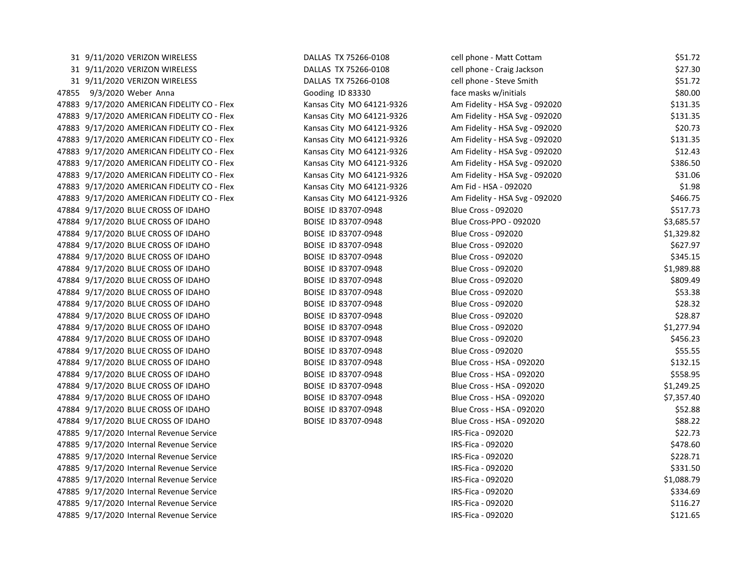| | | | | | |
|---|---|---|---|---|---|
| 31 | 9/11/2020 | VERIZON WIRELESS | DALLAS TX 75266-0108 | cell phone - Matt Cottam | $51.72 |
| 31 | 9/11/2020 | VERIZON WIRELESS | DALLAS TX 75266-0108 | cell phone - Craig Jackson | $27.30 |
| 31 | 9/11/2020 | VERIZON WIRELESS | DALLAS TX 75266-0108 | cell phone - Steve Smith | $51.72 |
| 47855 | 9/3/2020 | Weber Anna | Gooding ID 83330 | face masks w/initials | $80.00 |
| 47883 | 9/17/2020 | AMERICAN FIDELITY CO - Flex | Kansas City MO 64121-9326 | Am Fidelity - HSA Svg - 092020 | $131.35 |
| 47883 | 9/17/2020 | AMERICAN FIDELITY CO - Flex | Kansas City MO 64121-9326 | Am Fidelity - HSA Svg - 092020 | $131.35 |
| 47883 | 9/17/2020 | AMERICAN FIDELITY CO - Flex | Kansas City MO 64121-9326 | Am Fidelity - HSA Svg - 092020 | $20.73 |
| 47883 | 9/17/2020 | AMERICAN FIDELITY CO - Flex | Kansas City MO 64121-9326 | Am Fidelity - HSA Svg - 092020 | $131.35 |
| 47883 | 9/17/2020 | AMERICAN FIDELITY CO - Flex | Kansas City MO 64121-9326 | Am Fidelity - HSA Svg - 092020 | $12.43 |
| 47883 | 9/17/2020 | AMERICAN FIDELITY CO - Flex | Kansas City MO 64121-9326 | Am Fidelity - HSA Svg - 092020 | $386.50 |
| 47883 | 9/17/2020 | AMERICAN FIDELITY CO - Flex | Kansas City MO 64121-9326 | Am Fidelity - HSA Svg - 092020 | $31.06 |
| 47883 | 9/17/2020 | AMERICAN FIDELITY CO - Flex | Kansas City MO 64121-9326 | Am Fid - HSA - 092020 | $1.98 |
| 47883 | 9/17/2020 | AMERICAN FIDELITY CO - Flex | Kansas City MO 64121-9326 | Am Fidelity - HSA Svg - 092020 | $466.75 |
| 47884 | 9/17/2020 | BLUE CROSS OF IDAHO | BOISE ID 83707-0948 | Blue Cross - 092020 | $517.73 |
| 47884 | 9/17/2020 | BLUE CROSS OF IDAHO | BOISE ID 83707-0948 | Blue Cross-PPO - 092020 | $3,685.57 |
| 47884 | 9/17/2020 | BLUE CROSS OF IDAHO | BOISE ID 83707-0948 | Blue Cross - 092020 | $1,329.82 |
| 47884 | 9/17/2020 | BLUE CROSS OF IDAHO | BOISE ID 83707-0948 | Blue Cross - 092020 | $627.97 |
| 47884 | 9/17/2020 | BLUE CROSS OF IDAHO | BOISE ID 83707-0948 | Blue Cross - 092020 | $345.15 |
| 47884 | 9/17/2020 | BLUE CROSS OF IDAHO | BOISE ID 83707-0948 | Blue Cross - 092020 | $1,989.88 |
| 47884 | 9/17/2020 | BLUE CROSS OF IDAHO | BOISE ID 83707-0948 | Blue Cross - 092020 | $809.49 |
| 47884 | 9/17/2020 | BLUE CROSS OF IDAHO | BOISE ID 83707-0948 | Blue Cross - 092020 | $53.38 |
| 47884 | 9/17/2020 | BLUE CROSS OF IDAHO | BOISE ID 83707-0948 | Blue Cross - 092020 | $28.32 |
| 47884 | 9/17/2020 | BLUE CROSS OF IDAHO | BOISE ID 83707-0948 | Blue Cross - 092020 | $28.87 |
| 47884 | 9/17/2020 | BLUE CROSS OF IDAHO | BOISE ID 83707-0948 | Blue Cross - 092020 | $1,277.94 |
| 47884 | 9/17/2020 | BLUE CROSS OF IDAHO | BOISE ID 83707-0948 | Blue Cross - 092020 | $456.23 |
| 47884 | 9/17/2020 | BLUE CROSS OF IDAHO | BOISE ID 83707-0948 | Blue Cross - 092020 | $55.55 |
| 47884 | 9/17/2020 | BLUE CROSS OF IDAHO | BOISE ID 83707-0948 | Blue Cross - HSA - 092020 | $132.15 |
| 47884 | 9/17/2020 | BLUE CROSS OF IDAHO | BOISE ID 83707-0948 | Blue Cross - HSA - 092020 | $558.95 |
| 47884 | 9/17/2020 | BLUE CROSS OF IDAHO | BOISE ID 83707-0948 | Blue Cross - HSA - 092020 | $1,249.25 |
| 47884 | 9/17/2020 | BLUE CROSS OF IDAHO | BOISE ID 83707-0948 | Blue Cross - HSA - 092020 | $7,357.40 |
| 47884 | 9/17/2020 | BLUE CROSS OF IDAHO | BOISE ID 83707-0948 | Blue Cross - HSA - 092020 | $52.88 |
| 47884 | 9/17/2020 | BLUE CROSS OF IDAHO | BOISE ID 83707-0948 | Blue Cross - HSA - 092020 | $88.22 |
| 47885 | 9/17/2020 | Internal Revenue Service | | IRS-Fica - 092020 | $22.73 |
| 47885 | 9/17/2020 | Internal Revenue Service | | IRS-Fica - 092020 | $478.60 |
| 47885 | 9/17/2020 | Internal Revenue Service | | IRS-Fica - 092020 | $228.71 |
| 47885 | 9/17/2020 | Internal Revenue Service | | IRS-Fica - 092020 | $331.50 |
| 47885 | 9/17/2020 | Internal Revenue Service | | IRS-Fica - 092020 | $1,088.79 |
| 47885 | 9/17/2020 | Internal Revenue Service | | IRS-Fica - 092020 | $334.69 |
| 47885 | 9/17/2020 | Internal Revenue Service | | IRS-Fica - 092020 | $116.27 |
| 47885 | 9/17/2020 | Internal Revenue Service | | IRS-Fica - 092020 | $121.65 |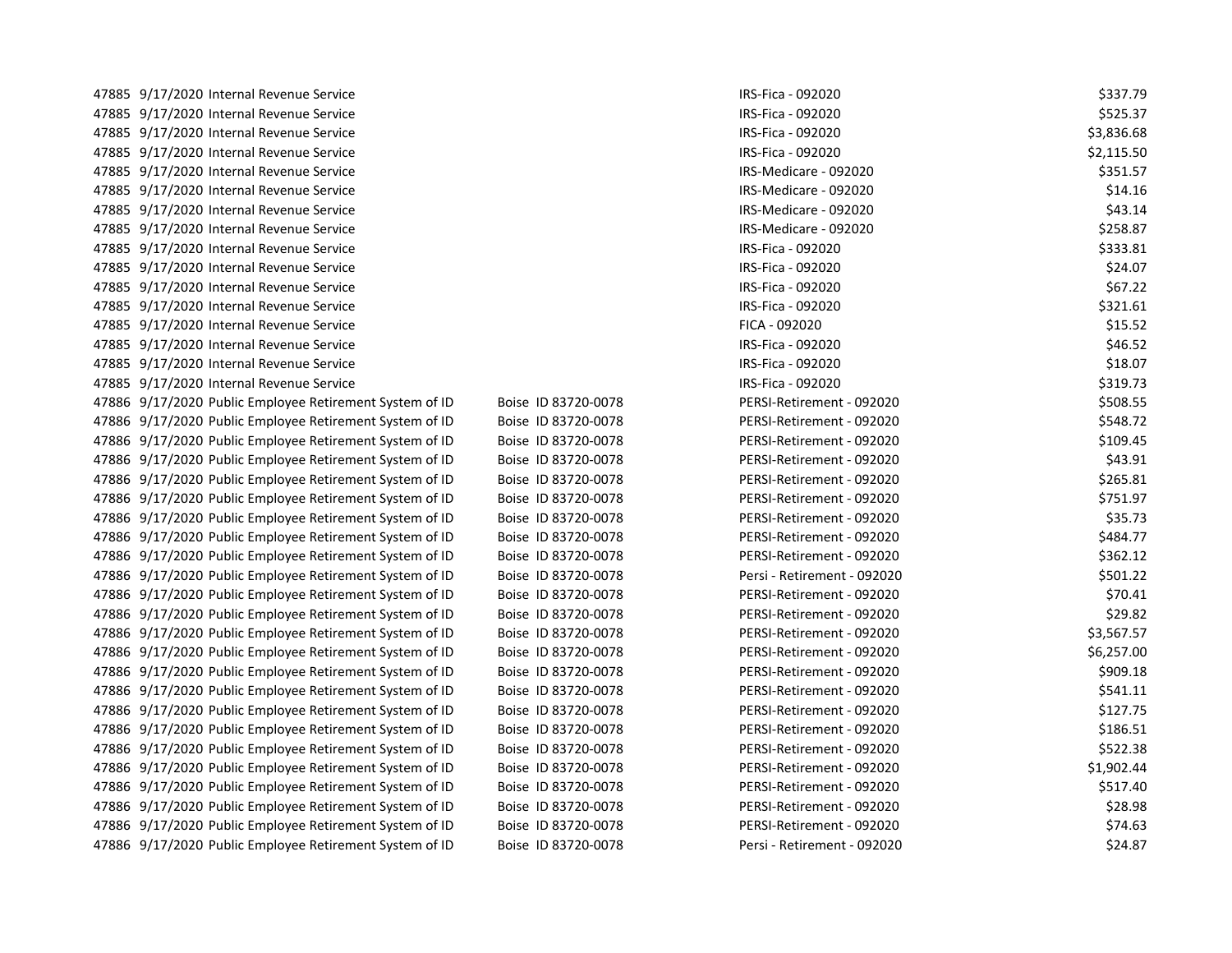| | | | | | |
|---|---|---|---|---|---|
| 47885 | 9/17/2020 | Internal Revenue Service | | IRS-Fica - 092020 | $337.79 |
| 47885 | 9/17/2020 | Internal Revenue Service | | IRS-Fica - 092020 | $525.37 |
| 47885 | 9/17/2020 | Internal Revenue Service | | IRS-Fica - 092020 | $3,836.68 |
| 47885 | 9/17/2020 | Internal Revenue Service | | IRS-Fica - 092020 | $2,115.50 |
| 47885 | 9/17/2020 | Internal Revenue Service | | IRS-Medicare - 092020 | $351.57 |
| 47885 | 9/17/2020 | Internal Revenue Service | | IRS-Medicare - 092020 | $14.16 |
| 47885 | 9/17/2020 | Internal Revenue Service | | IRS-Medicare - 092020 | $43.14 |
| 47885 | 9/17/2020 | Internal Revenue Service | | IRS-Medicare - 092020 | $258.87 |
| 47885 | 9/17/2020 | Internal Revenue Service | | IRS-Fica - 092020 | $333.81 |
| 47885 | 9/17/2020 | Internal Revenue Service | | IRS-Fica - 092020 | $24.07 |
| 47885 | 9/17/2020 | Internal Revenue Service | | IRS-Fica - 092020 | $67.22 |
| 47885 | 9/17/2020 | Internal Revenue Service | | IRS-Fica - 092020 | $321.61 |
| 47885 | 9/17/2020 | Internal Revenue Service | | FICA - 092020 | $15.52 |
| 47885 | 9/17/2020 | Internal Revenue Service | | IRS-Fica - 092020 | $46.52 |
| 47885 | 9/17/2020 | Internal Revenue Service | | IRS-Fica - 092020 | $18.07 |
| 47885 | 9/17/2020 | Internal Revenue Service | | IRS-Fica - 092020 | $319.73 |
| 47886 | 9/17/2020 | Public Employee Retirement System of ID | Boise ID 83720-0078 | PERSI-Retirement - 092020 | $508.55 |
| 47886 | 9/17/2020 | Public Employee Retirement System of ID | Boise ID 83720-0078 | PERSI-Retirement - 092020 | $548.72 |
| 47886 | 9/17/2020 | Public Employee Retirement System of ID | Boise ID 83720-0078 | PERSI-Retirement - 092020 | $109.45 |
| 47886 | 9/17/2020 | Public Employee Retirement System of ID | Boise ID 83720-0078 | PERSI-Retirement - 092020 | $43.91 |
| 47886 | 9/17/2020 | Public Employee Retirement System of ID | Boise ID 83720-0078 | PERSI-Retirement - 092020 | $265.81 |
| 47886 | 9/17/2020 | Public Employee Retirement System of ID | Boise ID 83720-0078 | PERSI-Retirement - 092020 | $751.97 |
| 47886 | 9/17/2020 | Public Employee Retirement System of ID | Boise ID 83720-0078 | PERSI-Retirement - 092020 | $35.73 |
| 47886 | 9/17/2020 | Public Employee Retirement System of ID | Boise ID 83720-0078 | PERSI-Retirement - 092020 | $484.77 |
| 47886 | 9/17/2020 | Public Employee Retirement System of ID | Boise ID 83720-0078 | PERSI-Retirement - 092020 | $362.12 |
| 47886 | 9/17/2020 | Public Employee Retirement System of ID | Boise ID 83720-0078 | Persi - Retirement - 092020 | $501.22 |
| 47886 | 9/17/2020 | Public Employee Retirement System of ID | Boise ID 83720-0078 | PERSI-Retirement - 092020 | $70.41 |
| 47886 | 9/17/2020 | Public Employee Retirement System of ID | Boise ID 83720-0078 | PERSI-Retirement - 092020 | $29.82 |
| 47886 | 9/17/2020 | Public Employee Retirement System of ID | Boise ID 83720-0078 | PERSI-Retirement - 092020 | $3,567.57 |
| 47886 | 9/17/2020 | Public Employee Retirement System of ID | Boise ID 83720-0078 | PERSI-Retirement - 092020 | $6,257.00 |
| 47886 | 9/17/2020 | Public Employee Retirement System of ID | Boise ID 83720-0078 | PERSI-Retirement - 092020 | $909.18 |
| 47886 | 9/17/2020 | Public Employee Retirement System of ID | Boise ID 83720-0078 | PERSI-Retirement - 092020 | $541.11 |
| 47886 | 9/17/2020 | Public Employee Retirement System of ID | Boise ID 83720-0078 | PERSI-Retirement - 092020 | $127.75 |
| 47886 | 9/17/2020 | Public Employee Retirement System of ID | Boise ID 83720-0078 | PERSI-Retirement - 092020 | $186.51 |
| 47886 | 9/17/2020 | Public Employee Retirement System of ID | Boise ID 83720-0078 | PERSI-Retirement - 092020 | $522.38 |
| 47886 | 9/17/2020 | Public Employee Retirement System of ID | Boise ID 83720-0078 | PERSI-Retirement - 092020 | $1,902.44 |
| 47886 | 9/17/2020 | Public Employee Retirement System of ID | Boise ID 83720-0078 | PERSI-Retirement - 092020 | $517.40 |
| 47886 | 9/17/2020 | Public Employee Retirement System of ID | Boise ID 83720-0078 | PERSI-Retirement - 092020 | $28.98 |
| 47886 | 9/17/2020 | Public Employee Retirement System of ID | Boise ID 83720-0078 | PERSI-Retirement - 092020 | $74.63 |
| 47886 | 9/17/2020 | Public Employee Retirement System of ID | Boise ID 83720-0078 | Persi - Retirement - 092020 | $24.87 |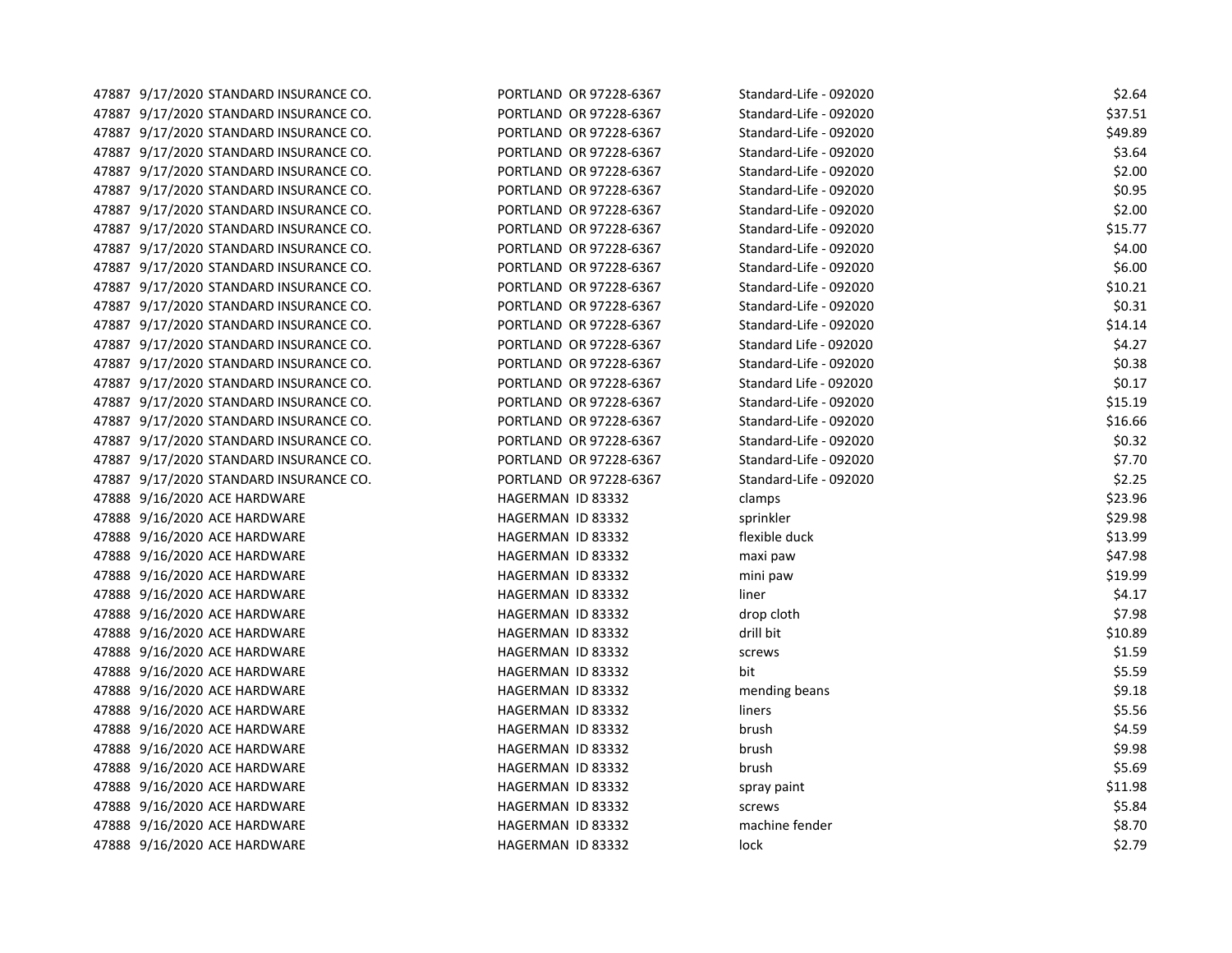| | | | | | |
|---|---|---|---|---|---|
| 47887 | 9/17/2020 | STANDARD INSURANCE CO. | PORTLAND OR 97228-6367 | Standard-Life - 092020 | $2.64 |
| 47887 | 9/17/2020 | STANDARD INSURANCE CO. | PORTLAND OR 97228-6367 | Standard-Life - 092020 | $37.51 |
| 47887 | 9/17/2020 | STANDARD INSURANCE CO. | PORTLAND OR 97228-6367 | Standard-Life - 092020 | $49.89 |
| 47887 | 9/17/2020 | STANDARD INSURANCE CO. | PORTLAND OR 97228-6367 | Standard-Life - 092020 | $3.64 |
| 47887 | 9/17/2020 | STANDARD INSURANCE CO. | PORTLAND OR 97228-6367 | Standard-Life - 092020 | $2.00 |
| 47887 | 9/17/2020 | STANDARD INSURANCE CO. | PORTLAND OR 97228-6367 | Standard-Life - 092020 | $0.95 |
| 47887 | 9/17/2020 | STANDARD INSURANCE CO. | PORTLAND OR 97228-6367 | Standard-Life - 092020 | $2.00 |
| 47887 | 9/17/2020 | STANDARD INSURANCE CO. | PORTLAND OR 97228-6367 | Standard-Life - 092020 | $15.77 |
| 47887 | 9/17/2020 | STANDARD INSURANCE CO. | PORTLAND OR 97228-6367 | Standard-Life - 092020 | $4.00 |
| 47887 | 9/17/2020 | STANDARD INSURANCE CO. | PORTLAND OR 97228-6367 | Standard-Life - 092020 | $6.00 |
| 47887 | 9/17/2020 | STANDARD INSURANCE CO. | PORTLAND OR 97228-6367 | Standard-Life - 092020 | $10.21 |
| 47887 | 9/17/2020 | STANDARD INSURANCE CO. | PORTLAND OR 97228-6367 | Standard-Life - 092020 | $0.31 |
| 47887 | 9/17/2020 | STANDARD INSURANCE CO. | PORTLAND OR 97228-6367 | Standard-Life - 092020 | $14.14 |
| 47887 | 9/17/2020 | STANDARD INSURANCE CO. | PORTLAND OR 97228-6367 | Standard Life - 092020 | $4.27 |
| 47887 | 9/17/2020 | STANDARD INSURANCE CO. | PORTLAND OR 97228-6367 | Standard-Life - 092020 | $0.38 |
| 47887 | 9/17/2020 | STANDARD INSURANCE CO. | PORTLAND OR 97228-6367 | Standard Life - 092020 | $0.17 |
| 47887 | 9/17/2020 | STANDARD INSURANCE CO. | PORTLAND OR 97228-6367 | Standard-Life - 092020 | $15.19 |
| 47887 | 9/17/2020 | STANDARD INSURANCE CO. | PORTLAND OR 97228-6367 | Standard-Life - 092020 | $16.66 |
| 47887 | 9/17/2020 | STANDARD INSURANCE CO. | PORTLAND OR 97228-6367 | Standard-Life - 092020 | $0.32 |
| 47887 | 9/17/2020 | STANDARD INSURANCE CO. | PORTLAND OR 97228-6367 | Standard-Life - 092020 | $7.70 |
| 47887 | 9/17/2020 | STANDARD INSURANCE CO. | PORTLAND OR 97228-6367 | Standard-Life - 092020 | $2.25 |
| 47888 | 9/16/2020 | ACE HARDWARE | HAGERMAN ID 83332 | clamps | $23.96 |
| 47888 | 9/16/2020 | ACE HARDWARE | HAGERMAN ID 83332 | sprinkler | $29.98 |
| 47888 | 9/16/2020 | ACE HARDWARE | HAGERMAN ID 83332 | flexible duck | $13.99 |
| 47888 | 9/16/2020 | ACE HARDWARE | HAGERMAN ID 83332 | maxi paw | $47.98 |
| 47888 | 9/16/2020 | ACE HARDWARE | HAGERMAN ID 83332 | mini paw | $19.99 |
| 47888 | 9/16/2020 | ACE HARDWARE | HAGERMAN ID 83332 | liner | $4.17 |
| 47888 | 9/16/2020 | ACE HARDWARE | HAGERMAN ID 83332 | drop cloth | $7.98 |
| 47888 | 9/16/2020 | ACE HARDWARE | HAGERMAN ID 83332 | drill bit | $10.89 |
| 47888 | 9/16/2020 | ACE HARDWARE | HAGERMAN ID 83332 | screws | $1.59 |
| 47888 | 9/16/2020 | ACE HARDWARE | HAGERMAN ID 83332 | bit | $5.59 |
| 47888 | 9/16/2020 | ACE HARDWARE | HAGERMAN ID 83332 | mending beans | $9.18 |
| 47888 | 9/16/2020 | ACE HARDWARE | HAGERMAN ID 83332 | liners | $5.56 |
| 47888 | 9/16/2020 | ACE HARDWARE | HAGERMAN ID 83332 | brush | $4.59 |
| 47888 | 9/16/2020 | ACE HARDWARE | HAGERMAN ID 83332 | brush | $9.98 |
| 47888 | 9/16/2020 | ACE HARDWARE | HAGERMAN ID 83332 | brush | $5.69 |
| 47888 | 9/16/2020 | ACE HARDWARE | HAGERMAN ID 83332 | spray paint | $11.98 |
| 47888 | 9/16/2020 | ACE HARDWARE | HAGERMAN ID 83332 | screws | $5.84 |
| 47888 | 9/16/2020 | ACE HARDWARE | HAGERMAN ID 83332 | machine fender | $8.70 |
| 47888 | 9/16/2020 | ACE HARDWARE | HAGERMAN ID 83332 | lock | $2.79 |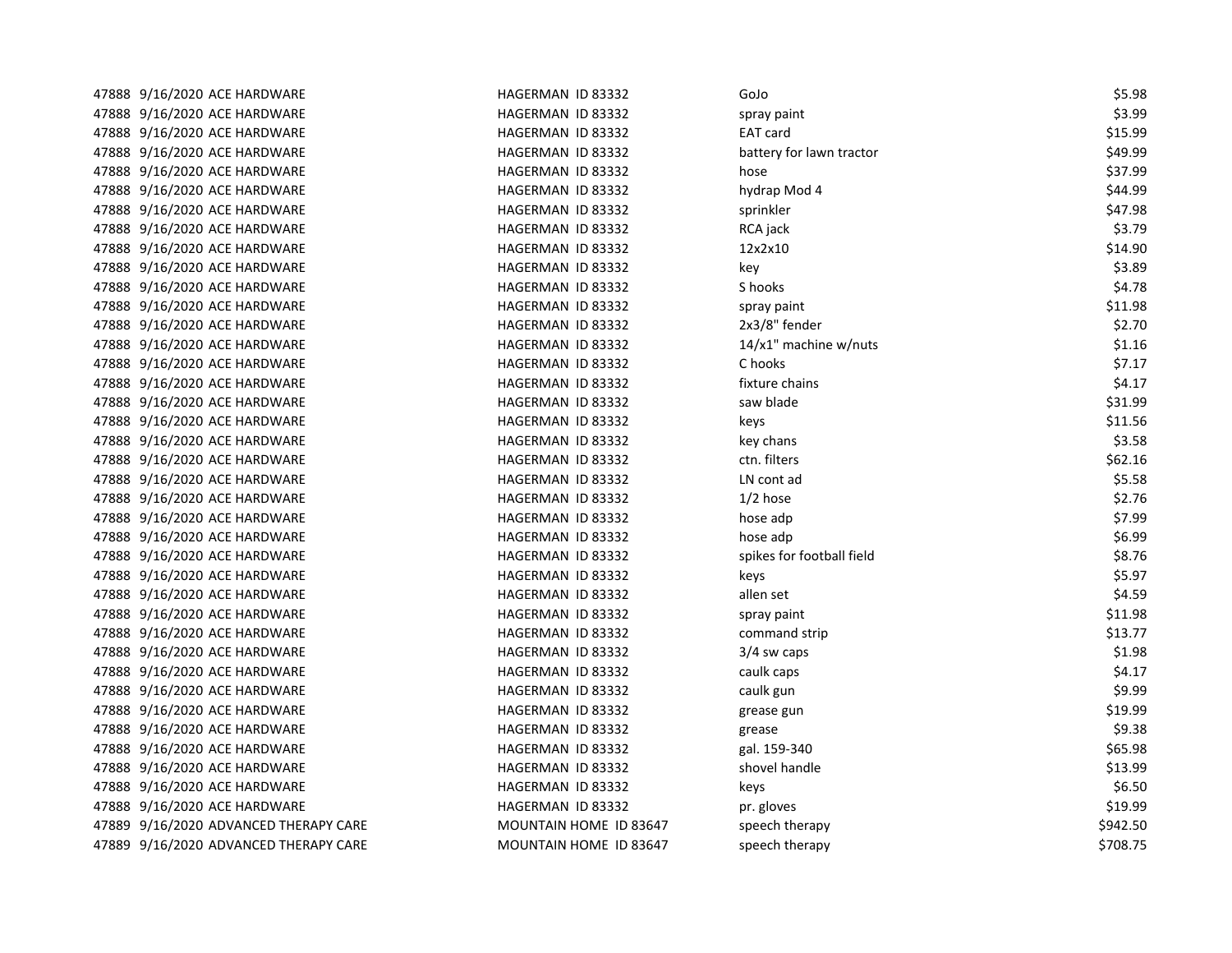| | | | | | |
|---|---|---|---|---|---|
| 47888 | 9/16/2020 | ACE HARDWARE | HAGERMAN ID 83332 | GoJo | $5.98 |
| 47888 | 9/16/2020 | ACE HARDWARE | HAGERMAN ID 83332 | spray paint | $3.99 |
| 47888 | 9/16/2020 | ACE HARDWARE | HAGERMAN ID 83332 | EAT card | $15.99 |
| 47888 | 9/16/2020 | ACE HARDWARE | HAGERMAN ID 83332 | battery for lawn tractor | $49.99 |
| 47888 | 9/16/2020 | ACE HARDWARE | HAGERMAN ID 83332 | hose | $37.99 |
| 47888 | 9/16/2020 | ACE HARDWARE | HAGERMAN ID 83332 | hydrap Mod 4 | $44.99 |
| 47888 | 9/16/2020 | ACE HARDWARE | HAGERMAN ID 83332 | sprinkler | $47.98 |
| 47888 | 9/16/2020 | ACE HARDWARE | HAGERMAN ID 83332 | RCA jack | $3.79 |
| 47888 | 9/16/2020 | ACE HARDWARE | HAGERMAN ID 83332 | 12x2x10 | $14.90 |
| 47888 | 9/16/2020 | ACE HARDWARE | HAGERMAN ID 83332 | key | $3.89 |
| 47888 | 9/16/2020 | ACE HARDWARE | HAGERMAN ID 83332 | S hooks | $4.78 |
| 47888 | 9/16/2020 | ACE HARDWARE | HAGERMAN ID 83332 | spray paint | $11.98 |
| 47888 | 9/16/2020 | ACE HARDWARE | HAGERMAN ID 83332 | 2x3/8" fender | $2.70 |
| 47888 | 9/16/2020 | ACE HARDWARE | HAGERMAN ID 83332 | 14/x1" machine w/nuts | $1.16 |
| 47888 | 9/16/2020 | ACE HARDWARE | HAGERMAN ID 83332 | C hooks | $7.17 |
| 47888 | 9/16/2020 | ACE HARDWARE | HAGERMAN ID 83332 | fixture chains | $4.17 |
| 47888 | 9/16/2020 | ACE HARDWARE | HAGERMAN ID 83332 | saw blade | $31.99 |
| 47888 | 9/16/2020 | ACE HARDWARE | HAGERMAN ID 83332 | keys | $11.56 |
| 47888 | 9/16/2020 | ACE HARDWARE | HAGERMAN ID 83332 | key chans | $3.58 |
| 47888 | 9/16/2020 | ACE HARDWARE | HAGERMAN ID 83332 | ctn. filters | $62.16 |
| 47888 | 9/16/2020 | ACE HARDWARE | HAGERMAN ID 83332 | LN cont ad | $5.58 |
| 47888 | 9/16/2020 | ACE HARDWARE | HAGERMAN ID 83332 | 1/2 hose | $2.76 |
| 47888 | 9/16/2020 | ACE HARDWARE | HAGERMAN ID 83332 | hose adp | $7.99 |
| 47888 | 9/16/2020 | ACE HARDWARE | HAGERMAN ID 83332 | hose adp | $6.99 |
| 47888 | 9/16/2020 | ACE HARDWARE | HAGERMAN ID 83332 | spikes for football field | $8.76 |
| 47888 | 9/16/2020 | ACE HARDWARE | HAGERMAN ID 83332 | keys | $5.97 |
| 47888 | 9/16/2020 | ACE HARDWARE | HAGERMAN ID 83332 | allen set | $4.59 |
| 47888 | 9/16/2020 | ACE HARDWARE | HAGERMAN ID 83332 | spray paint | $11.98 |
| 47888 | 9/16/2020 | ACE HARDWARE | HAGERMAN ID 83332 | command strip | $13.77 |
| 47888 | 9/16/2020 | ACE HARDWARE | HAGERMAN ID 83332 | 3/4 sw caps | $1.98 |
| 47888 | 9/16/2020 | ACE HARDWARE | HAGERMAN ID 83332 | caulk caps | $4.17 |
| 47888 | 9/16/2020 | ACE HARDWARE | HAGERMAN ID 83332 | caulk gun | $9.99 |
| 47888 | 9/16/2020 | ACE HARDWARE | HAGERMAN ID 83332 | grease gun | $19.99 |
| 47888 | 9/16/2020 | ACE HARDWARE | HAGERMAN ID 83332 | grease | $9.38 |
| 47888 | 9/16/2020 | ACE HARDWARE | HAGERMAN ID 83332 | gal. 159-340 | $65.98 |
| 47888 | 9/16/2020 | ACE HARDWARE | HAGERMAN ID 83332 | shovel handle | $13.99 |
| 47888 | 9/16/2020 | ACE HARDWARE | HAGERMAN ID 83332 | keys | $6.50 |
| 47888 | 9/16/2020 | ACE HARDWARE | HAGERMAN ID 83332 | pr. gloves | $19.99 |
| 47889 | 9/16/2020 | ADVANCED THERAPY CARE | MOUNTAIN HOME ID 83647 | speech therapy | $942.50 |
| 47889 | 9/16/2020 | ADVANCED THERAPY CARE | MOUNTAIN HOME ID 83647 | speech therapy | $708.75 |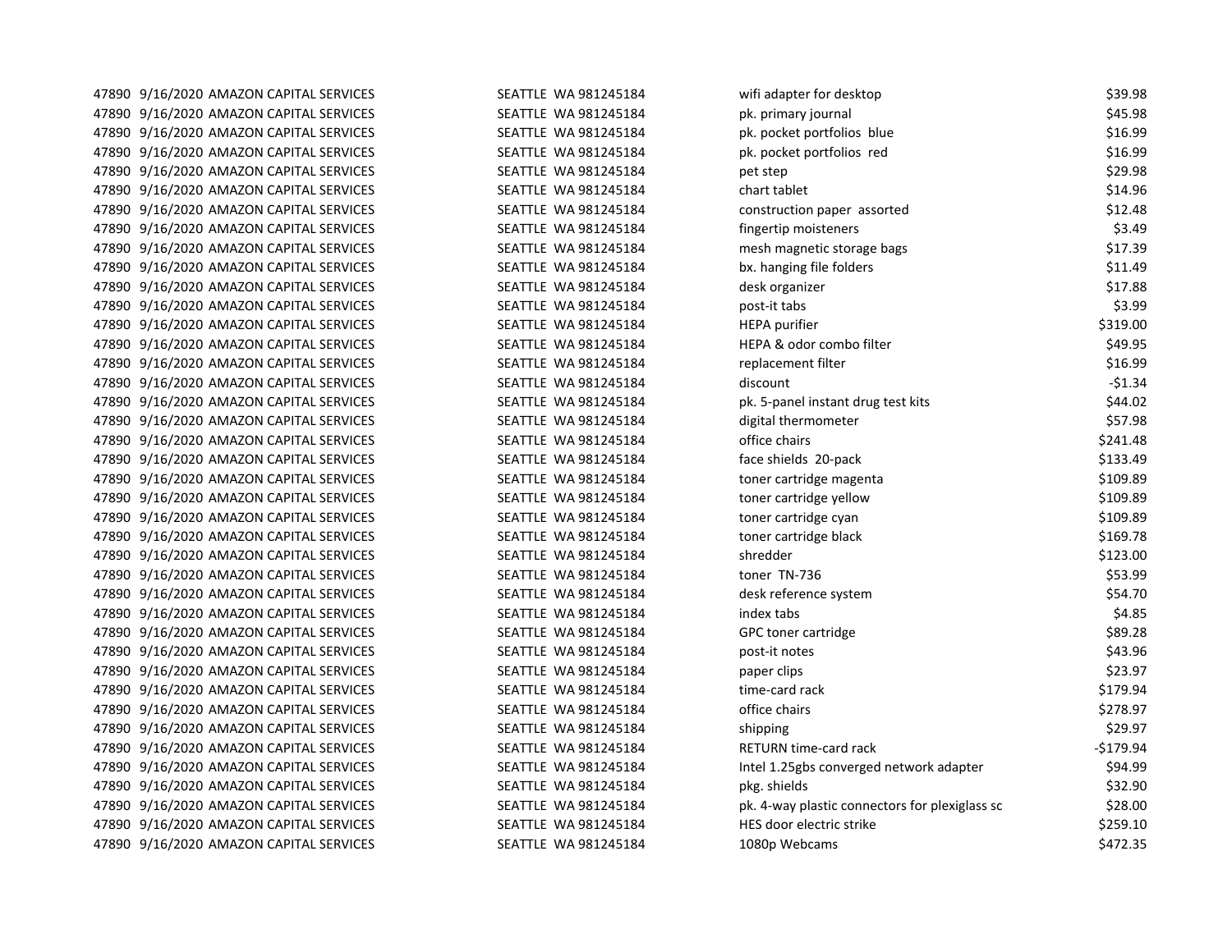| | | | | | |
|---|---|---|---|---|---|
| 47890 | 9/16/2020 | AMAZON CAPITAL SERVICES | SEATTLE WA 981245184 | wifi adapter for desktop | $39.98 |
| 47890 | 9/16/2020 | AMAZON CAPITAL SERVICES | SEATTLE WA 981245184 | pk. primary journal | $45.98 |
| 47890 | 9/16/2020 | AMAZON CAPITAL SERVICES | SEATTLE WA 981245184 | pk. pocket portfolios blue | $16.99 |
| 47890 | 9/16/2020 | AMAZON CAPITAL SERVICES | SEATTLE WA 981245184 | pk. pocket portfolios red | $16.99 |
| 47890 | 9/16/2020 | AMAZON CAPITAL SERVICES | SEATTLE WA 981245184 | pet step | $29.98 |
| 47890 | 9/16/2020 | AMAZON CAPITAL SERVICES | SEATTLE WA 981245184 | chart tablet | $14.96 |
| 47890 | 9/16/2020 | AMAZON CAPITAL SERVICES | SEATTLE WA 981245184 | construction paper assorted | $12.48 |
| 47890 | 9/16/2020 | AMAZON CAPITAL SERVICES | SEATTLE WA 981245184 | fingertip moisteners | $3.49 |
| 47890 | 9/16/2020 | AMAZON CAPITAL SERVICES | SEATTLE WA 981245184 | mesh magnetic storage bags | $17.39 |
| 47890 | 9/16/2020 | AMAZON CAPITAL SERVICES | SEATTLE WA 981245184 | bx. hanging file folders | $11.49 |
| 47890 | 9/16/2020 | AMAZON CAPITAL SERVICES | SEATTLE WA 981245184 | desk organizer | $17.88 |
| 47890 | 9/16/2020 | AMAZON CAPITAL SERVICES | SEATTLE WA 981245184 | post-it tabs | $3.99 |
| 47890 | 9/16/2020 | AMAZON CAPITAL SERVICES | SEATTLE WA 981245184 | HEPA purifier | $319.00 |
| 47890 | 9/16/2020 | AMAZON CAPITAL SERVICES | SEATTLE WA 981245184 | HEPA & odor combo filter | $49.95 |
| 47890 | 9/16/2020 | AMAZON CAPITAL SERVICES | SEATTLE WA 981245184 | replacement filter | $16.99 |
| 47890 | 9/16/2020 | AMAZON CAPITAL SERVICES | SEATTLE WA 981245184 | discount | -$1.34 |
| 47890 | 9/16/2020 | AMAZON CAPITAL SERVICES | SEATTLE WA 981245184 | pk. 5-panel instant drug test kits | $44.02 |
| 47890 | 9/16/2020 | AMAZON CAPITAL SERVICES | SEATTLE WA 981245184 | digital thermometer | $57.98 |
| 47890 | 9/16/2020 | AMAZON CAPITAL SERVICES | SEATTLE WA 981245184 | office chairs | $241.48 |
| 47890 | 9/16/2020 | AMAZON CAPITAL SERVICES | SEATTLE WA 981245184 | face shields 20-pack | $133.49 |
| 47890 | 9/16/2020 | AMAZON CAPITAL SERVICES | SEATTLE WA 981245184 | toner cartridge magenta | $109.89 |
| 47890 | 9/16/2020 | AMAZON CAPITAL SERVICES | SEATTLE WA 981245184 | toner cartridge yellow | $109.89 |
| 47890 | 9/16/2020 | AMAZON CAPITAL SERVICES | SEATTLE WA 981245184 | toner cartridge cyan | $109.89 |
| 47890 | 9/16/2020 | AMAZON CAPITAL SERVICES | SEATTLE WA 981245184 | toner cartridge black | $169.78 |
| 47890 | 9/16/2020 | AMAZON CAPITAL SERVICES | SEATTLE WA 981245184 | shredder | $123.00 |
| 47890 | 9/16/2020 | AMAZON CAPITAL SERVICES | SEATTLE WA 981245184 | toner TN-736 | $53.99 |
| 47890 | 9/16/2020 | AMAZON CAPITAL SERVICES | SEATTLE WA 981245184 | desk reference system | $54.70 |
| 47890 | 9/16/2020 | AMAZON CAPITAL SERVICES | SEATTLE WA 981245184 | index tabs | $4.85 |
| 47890 | 9/16/2020 | AMAZON CAPITAL SERVICES | SEATTLE WA 981245184 | GPC toner cartridge | $89.28 |
| 47890 | 9/16/2020 | AMAZON CAPITAL SERVICES | SEATTLE WA 981245184 | post-it notes | $43.96 |
| 47890 | 9/16/2020 | AMAZON CAPITAL SERVICES | SEATTLE WA 981245184 | paper clips | $23.97 |
| 47890 | 9/16/2020 | AMAZON CAPITAL SERVICES | SEATTLE WA 981245184 | time-card rack | $179.94 |
| 47890 | 9/16/2020 | AMAZON CAPITAL SERVICES | SEATTLE WA 981245184 | office chairs | $278.97 |
| 47890 | 9/16/2020 | AMAZON CAPITAL SERVICES | SEATTLE WA 981245184 | shipping | $29.97 |
| 47890 | 9/16/2020 | AMAZON CAPITAL SERVICES | SEATTLE WA 981245184 | RETURN time-card rack | -$179.94 |
| 47890 | 9/16/2020 | AMAZON CAPITAL SERVICES | SEATTLE WA 981245184 | Intel 1.25gbs converged network adapter | $94.99 |
| 47890 | 9/16/2020 | AMAZON CAPITAL SERVICES | SEATTLE WA 981245184 | pkg. shields | $32.90 |
| 47890 | 9/16/2020 | AMAZON CAPITAL SERVICES | SEATTLE WA 981245184 | pk. 4-way plastic connectors for plexiglass sc | $28.00 |
| 47890 | 9/16/2020 | AMAZON CAPITAL SERVICES | SEATTLE WA 981245184 | HES door electric strike | $259.10 |
| 47890 | 9/16/2020 | AMAZON CAPITAL SERVICES | SEATTLE WA 981245184 | 1080p Webcams | $472.35 |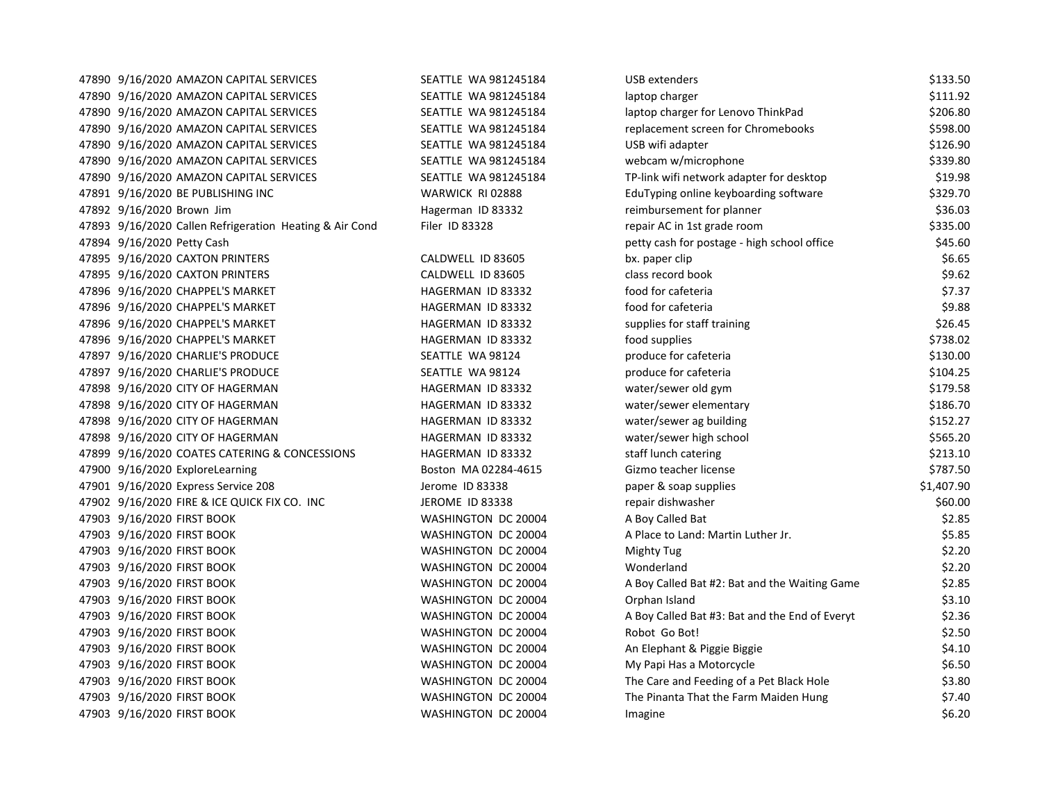| | | | | | |
|---|---|---|---|---|---|
| 47890 | 9/16/2020 | AMAZON CAPITAL SERVICES | SEATTLE WA 981245184 | USB extenders | $133.50 |
| 47890 | 9/16/2020 | AMAZON CAPITAL SERVICES | SEATTLE WA 981245184 | laptop charger | $111.92 |
| 47890 | 9/16/2020 | AMAZON CAPITAL SERVICES | SEATTLE WA 981245184 | laptop charger for Lenovo ThinkPad | $206.80 |
| 47890 | 9/16/2020 | AMAZON CAPITAL SERVICES | SEATTLE WA 981245184 | replacement screen for Chromebooks | $598.00 |
| 47890 | 9/16/2020 | AMAZON CAPITAL SERVICES | SEATTLE WA 981245184 | USB wifi adapter | $126.90 |
| 47890 | 9/16/2020 | AMAZON CAPITAL SERVICES | SEATTLE WA 981245184 | webcam w/microphone | $339.80 |
| 47890 | 9/16/2020 | AMAZON CAPITAL SERVICES | SEATTLE WA 981245184 | TP-link wifi network adapter for desktop | $19.98 |
| 47891 | 9/16/2020 | BE PUBLISHING INC | WARWICK RI 02888 | EduTyping online keyboarding software | $329.70 |
| 47892 | 9/16/2020 | Brown Jim | Hagerman ID 83332 | reimbursement for planner | $36.03 |
| 47893 | 9/16/2020 | Callen Refrigeration Heating & Air Cond | Filer ID 83328 | repair AC in 1st grade room | $335.00 |
| 47894 | 9/16/2020 | Petty Cash | | petty cash for postage - high school office | $45.60 |
| 47895 | 9/16/2020 | CAXTON PRINTERS | CALDWELL ID 83605 | bx. paper clip | $6.65 |
| 47895 | 9/16/2020 | CAXTON PRINTERS | CALDWELL ID 83605 | class record book | $9.62 |
| 47896 | 9/16/2020 | CHAPPEL'S MARKET | HAGERMAN ID 83332 | food for cafeteria | $7.37 |
| 47896 | 9/16/2020 | CHAPPEL'S MARKET | HAGERMAN ID 83332 | food for cafeteria | $9.88 |
| 47896 | 9/16/2020 | CHAPPEL'S MARKET | HAGERMAN ID 83332 | supplies for staff training | $26.45 |
| 47896 | 9/16/2020 | CHAPPEL'S MARKET | HAGERMAN ID 83332 | food supplies | $738.02 |
| 47897 | 9/16/2020 | CHARLIE'S PRODUCE | SEATTLE WA 98124 | produce for cafeteria | $130.00 |
| 47897 | 9/16/2020 | CHARLIE'S PRODUCE | SEATTLE WA 98124 | produce for cafeteria | $104.25 |
| 47898 | 9/16/2020 | CITY OF HAGERMAN | HAGERMAN ID 83332 | water/sewer old gym | $179.58 |
| 47898 | 9/16/2020 | CITY OF HAGERMAN | HAGERMAN ID 83332 | water/sewer elementary | $186.70 |
| 47898 | 9/16/2020 | CITY OF HAGERMAN | HAGERMAN ID 83332 | water/sewer ag building | $152.27 |
| 47898 | 9/16/2020 | CITY OF HAGERMAN | HAGERMAN ID 83332 | water/sewer high school | $565.20 |
| 47899 | 9/16/2020 | COATES CATERING & CONCESSIONS | HAGERMAN ID 83332 | staff lunch catering | $213.10 |
| 47900 | 9/16/2020 | ExploreLearning | Boston MA 02284-4615 | Gizmo teacher license | $787.50 |
| 47901 | 9/16/2020 | Express Service 208 | Jerome ID 83338 | paper & soap supplies | $1,407.90 |
| 47902 | 9/16/2020 | FIRE & ICE QUICK FIX CO. INC | JEROME ID 83338 | repair dishwasher | $60.00 |
| 47903 | 9/16/2020 | FIRST BOOK | WASHINGTON DC 20004 | A Boy Called Bat | $2.85 |
| 47903 | 9/16/2020 | FIRST BOOK | WASHINGTON DC 20004 | A Place to Land: Martin Luther Jr. | $5.85 |
| 47903 | 9/16/2020 | FIRST BOOK | WASHINGTON DC 20004 | Mighty Tug | $2.20 |
| 47903 | 9/16/2020 | FIRST BOOK | WASHINGTON DC 20004 | Wonderland | $2.20 |
| 47903 | 9/16/2020 | FIRST BOOK | WASHINGTON DC 20004 | A Boy Called Bat #2: Bat and the Waiting Game | $2.85 |
| 47903 | 9/16/2020 | FIRST BOOK | WASHINGTON DC 20004 | Orphan Island | $3.10 |
| 47903 | 9/16/2020 | FIRST BOOK | WASHINGTON DC 20004 | A Boy Called Bat #3: Bat and the End of Everyt | $2.36 |
| 47903 | 9/16/2020 | FIRST BOOK | WASHINGTON DC 20004 | Robot Go Bot! | $2.50 |
| 47903 | 9/16/2020 | FIRST BOOK | WASHINGTON DC 20004 | An Elephant & Piggie Biggie | $4.10 |
| 47903 | 9/16/2020 | FIRST BOOK | WASHINGTON DC 20004 | My Papi Has a Motorcycle | $6.50 |
| 47903 | 9/16/2020 | FIRST BOOK | WASHINGTON DC 20004 | The Care and Feeding of a Pet Black Hole | $3.80 |
| 47903 | 9/16/2020 | FIRST BOOK | WASHINGTON DC 20004 | The Pinanta That the Farm Maiden Hung | $7.40 |
| 47903 | 9/16/2020 | FIRST BOOK | WASHINGTON DC 20004 | Imagine | $6.20 |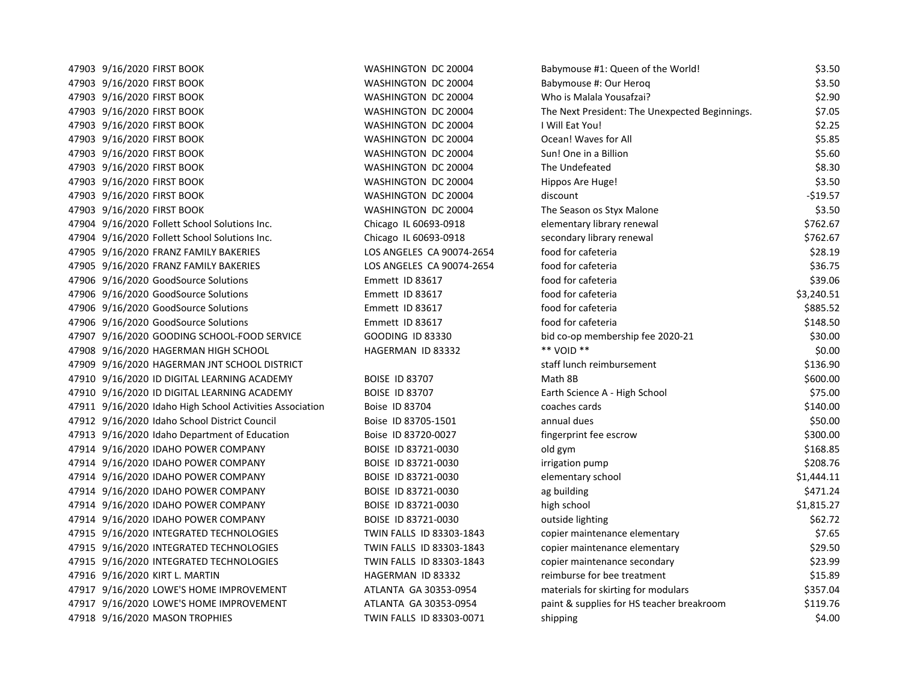| | | | | | |
|---|---|---|---|---|---|
| 47903 | 9/16/2020 | FIRST BOOK | WASHINGTON DC 20004 | Babymouse #1: Queen of the World! | $3.50 |
| 47903 | 9/16/2020 | FIRST BOOK | WASHINGTON DC 20004 | Babymouse #: Our Heroq | $3.50 |
| 47903 | 9/16/2020 | FIRST BOOK | WASHINGTON DC 20004 | Who is Malala Yousafzai? | $2.90 |
| 47903 | 9/16/2020 | FIRST BOOK | WASHINGTON DC 20004 | The Next President: The Unexpected Beginnings. | $7.05 |
| 47903 | 9/16/2020 | FIRST BOOK | WASHINGTON DC 20004 | I Will Eat You! | $2.25 |
| 47903 | 9/16/2020 | FIRST BOOK | WASHINGTON DC 20004 | Ocean! Waves for All | $5.85 |
| 47903 | 9/16/2020 | FIRST BOOK | WASHINGTON DC 20004 | Sun! One in a Billion | $5.60 |
| 47903 | 9/16/2020 | FIRST BOOK | WASHINGTON DC 20004 | The Undefeated | $8.30 |
| 47903 | 9/16/2020 | FIRST BOOK | WASHINGTON DC 20004 | Hippos Are Huge! | $3.50 |
| 47903 | 9/16/2020 | FIRST BOOK | WASHINGTON DC 20004 | discount | -$19.57 |
| 47903 | 9/16/2020 | FIRST BOOK | WASHINGTON DC 20004 | The Season os Styx Malone | $3.50 |
| 47904 | 9/16/2020 | Follett School Solutions Inc. | Chicago IL 60693-0918 | elementary library renewal | $762.67 |
| 47904 | 9/16/2020 | Follett School Solutions Inc. | Chicago IL 60693-0918 | secondary library renewal | $762.67 |
| 47905 | 9/16/2020 | FRANZ FAMILY BAKERIES | LOS ANGELES CA 90074-2654 | food for cafeteria | $28.19 |
| 47905 | 9/16/2020 | FRANZ FAMILY BAKERIES | LOS ANGELES CA 90074-2654 | food for cafeteria | $36.75 |
| 47906 | 9/16/2020 | GoodSource Solutions | Emmett ID 83617 | food for cafeteria | $39.06 |
| 47906 | 9/16/2020 | GoodSource Solutions | Emmett ID 83617 | food for cafeteria | $3,240.51 |
| 47906 | 9/16/2020 | GoodSource Solutions | Emmett ID 83617 | food for cafeteria | $885.52 |
| 47906 | 9/16/2020 | GoodSource Solutions | Emmett ID 83617 | food for cafeteria | $148.50 |
| 47907 | 9/16/2020 | GOODING SCHOOL-FOOD SERVICE | GOODING ID 83330 | bid co-op membership fee 2020-21 | $30.00 |
| 47908 | 9/16/2020 | HAGERMAN HIGH SCHOOL | HAGERMAN ID 83332 | ** VOID ** | $0.00 |
| 47909 | 9/16/2020 | HAGERMAN JNT SCHOOL DISTRICT | | staff lunch reimbursement | $136.90 |
| 47910 | 9/16/2020 | ID DIGITAL LEARNING ACADEMY | BOISE ID 83707 | Math 8B | $600.00 |
| 47910 | 9/16/2020 | ID DIGITAL LEARNING ACADEMY | BOISE ID 83707 | Earth Science A - High School | $75.00 |
| 47911 | 9/16/2020 | Idaho High School Activities Association | Boise ID 83704 | coaches cards | $140.00 |
| 47912 | 9/16/2020 | Idaho School District Council | Boise ID 83705-1501 | annual dues | $50.00 |
| 47913 | 9/16/2020 | Idaho Department of Education | Boise ID 83720-0027 | fingerprint fee escrow | $300.00 |
| 47914 | 9/16/2020 | IDAHO POWER COMPANY | BOISE ID 83721-0030 | old gym | $168.85 |
| 47914 | 9/16/2020 | IDAHO POWER COMPANY | BOISE ID 83721-0030 | irrigation pump | $208.76 |
| 47914 | 9/16/2020 | IDAHO POWER COMPANY | BOISE ID 83721-0030 | elementary school | $1,444.11 |
| 47914 | 9/16/2020 | IDAHO POWER COMPANY | BOISE ID 83721-0030 | ag building | $471.24 |
| 47914 | 9/16/2020 | IDAHO POWER COMPANY | BOISE ID 83721-0030 | high school | $1,815.27 |
| 47914 | 9/16/2020 | IDAHO POWER COMPANY | BOISE ID 83721-0030 | outside lighting | $62.72 |
| 47915 | 9/16/2020 | INTEGRATED TECHNOLOGIES | TWIN FALLS ID 83303-1843 | copier maintenance elementary | $7.65 |
| 47915 | 9/16/2020 | INTEGRATED TECHNOLOGIES | TWIN FALLS ID 83303-1843 | copier maintenance elementary | $29.50 |
| 47915 | 9/16/2020 | INTEGRATED TECHNOLOGIES | TWIN FALLS ID 83303-1843 | copier maintenance secondary | $23.99 |
| 47916 | 9/16/2020 | KIRT L. MARTIN | HAGERMAN ID 83332 | reimburse for bee treatment | $15.89 |
| 47917 | 9/16/2020 | LOWE'S HOME IMPROVEMENT | ATLANTA GA 30353-0954 | materials for skirting for modulars | $357.04 |
| 47917 | 9/16/2020 | LOWE'S HOME IMPROVEMENT | ATLANTA GA 30353-0954 | paint & supplies for HS teacher breakroom | $119.76 |
| 47918 | 9/16/2020 | MASON TROPHIES | TWIN FALLS ID 83303-0071 | shipping | $4.00 |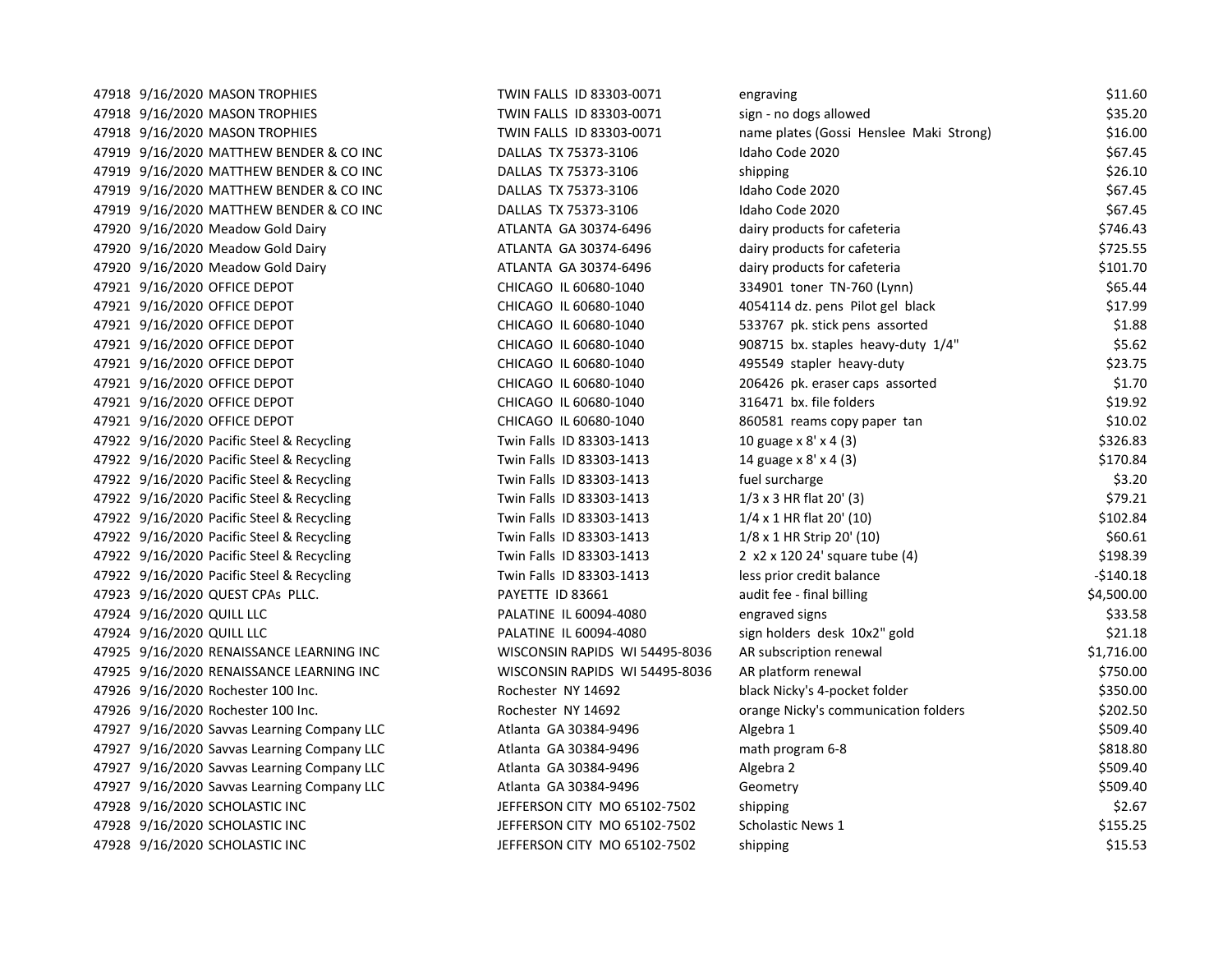| | | | | | |
|---|---|---|---|---|---|
| 47918 | 9/16/2020 | MASON TROPHIES | TWIN FALLS ID 83303-0071 | engraving | $11.60 |
| 47918 | 9/16/2020 | MASON TROPHIES | TWIN FALLS ID 83303-0071 | sign - no dogs allowed | $35.20 |
| 47918 | 9/16/2020 | MASON TROPHIES | TWIN FALLS ID 83303-0071 | name plates (Gossi Henslee Maki Strong) | $16.00 |
| 47919 | 9/16/2020 | MATTHEW BENDER & CO INC | DALLAS TX 75373-3106 | Idaho Code 2020 | $67.45 |
| 47919 | 9/16/2020 | MATTHEW BENDER & CO INC | DALLAS TX 75373-3106 | shipping | $26.10 |
| 47919 | 9/16/2020 | MATTHEW BENDER & CO INC | DALLAS TX 75373-3106 | Idaho Code 2020 | $67.45 |
| 47919 | 9/16/2020 | MATTHEW BENDER & CO INC | DALLAS TX 75373-3106 | Idaho Code 2020 | $67.45 |
| 47920 | 9/16/2020 | Meadow Gold Dairy | ATLANTA GA 30374-6496 | dairy products for cafeteria | $746.43 |
| 47920 | 9/16/2020 | Meadow Gold Dairy | ATLANTA GA 30374-6496 | dairy products for cafeteria | $725.55 |
| 47920 | 9/16/2020 | Meadow Gold Dairy | ATLANTA GA 30374-6496 | dairy products for cafeteria | $101.70 |
| 47921 | 9/16/2020 | OFFICE DEPOT | CHICAGO IL 60680-1040 | 334901 toner TN-760 (Lynn) | $65.44 |
| 47921 | 9/16/2020 | OFFICE DEPOT | CHICAGO IL 60680-1040 | 4054114 dz. pens Pilot gel black | $17.99 |
| 47921 | 9/16/2020 | OFFICE DEPOT | CHICAGO IL 60680-1040 | 533767 pk. stick pens assorted | $1.88 |
| 47921 | 9/16/2020 | OFFICE DEPOT | CHICAGO IL 60680-1040 | 908715 bx. staples heavy-duty 1/4" | $5.62 |
| 47921 | 9/16/2020 | OFFICE DEPOT | CHICAGO IL 60680-1040 | 495549 stapler heavy-duty | $23.75 |
| 47921 | 9/16/2020 | OFFICE DEPOT | CHICAGO IL 60680-1040 | 206426 pk. eraser caps assorted | $1.70 |
| 47921 | 9/16/2020 | OFFICE DEPOT | CHICAGO IL 60680-1040 | 316471 bx. file folders | $19.92 |
| 47921 | 9/16/2020 | OFFICE DEPOT | CHICAGO IL 60680-1040 | 860581 reams copy paper tan | $10.02 |
| 47922 | 9/16/2020 | Pacific Steel & Recycling | Twin Falls ID 83303-1413 | 10 guage x 8' x 4 (3) | $326.83 |
| 47922 | 9/16/2020 | Pacific Steel & Recycling | Twin Falls ID 83303-1413 | 14 guage x 8' x 4 (3) | $170.84 |
| 47922 | 9/16/2020 | Pacific Steel & Recycling | Twin Falls ID 83303-1413 | fuel surcharge | $3.20 |
| 47922 | 9/16/2020 | Pacific Steel & Recycling | Twin Falls ID 83303-1413 | 1/3 x 3 HR flat 20' (3) | $79.21 |
| 47922 | 9/16/2020 | Pacific Steel & Recycling | Twin Falls ID 83303-1413 | 1/4 x 1 HR flat 20' (10) | $102.84 |
| 47922 | 9/16/2020 | Pacific Steel & Recycling | Twin Falls ID 83303-1413 | 1/8 x 1 HR Strip 20' (10) | $60.61 |
| 47922 | 9/16/2020 | Pacific Steel & Recycling | Twin Falls ID 83303-1413 | 2 x2 x 120 24' square tube (4) | $198.39 |
| 47922 | 9/16/2020 | Pacific Steel & Recycling | Twin Falls ID 83303-1413 | less prior credit balance | -$140.18 |
| 47923 | 9/16/2020 | QUEST CPAs PLLC. | PAYETTE ID 83661 | audit fee - final billing | $4,500.00 |
| 47924 | 9/16/2020 | QUILL LLC | PALATINE IL 60094-4080 | engraved signs | $33.58 |
| 47924 | 9/16/2020 | QUILL LLC | PALATINE IL 60094-4080 | sign holders desk 10x2" gold | $21.18 |
| 47925 | 9/16/2020 | RENAISSANCE LEARNING INC | WISCONSIN RAPIDS WI 54495-8036 | AR subscription renewal | $1,716.00 |
| 47925 | 9/16/2020 | RENAISSANCE LEARNING INC | WISCONSIN RAPIDS WI 54495-8036 | AR platform renewal | $750.00 |
| 47926 | 9/16/2020 | Rochester 100 Inc. | Rochester NY 14692 | black Nicky's 4-pocket folder | $350.00 |
| 47926 | 9/16/2020 | Rochester 100 Inc. | Rochester NY 14692 | orange Nicky's communication folders | $202.50 |
| 47927 | 9/16/2020 | Savvas Learning Company LLC | Atlanta GA 30384-9496 | Algebra 1 | $509.40 |
| 47927 | 9/16/2020 | Savvas Learning Company LLC | Atlanta GA 30384-9496 | math program 6-8 | $818.80 |
| 47927 | 9/16/2020 | Savvas Learning Company LLC | Atlanta GA 30384-9496 | Algebra 2 | $509.40 |
| 47927 | 9/16/2020 | Savvas Learning Company LLC | Atlanta GA 30384-9496 | Geometry | $509.40 |
| 47928 | 9/16/2020 | SCHOLASTIC INC | JEFFERSON CITY MO 65102-7502 | shipping | $2.67 |
| 47928 | 9/16/2020 | SCHOLASTIC INC | JEFFERSON CITY MO 65102-7502 | Scholastic News 1 | $155.25 |
| 47928 | 9/16/2020 | SCHOLASTIC INC | JEFFERSON CITY MO 65102-7502 | shipping | $15.53 |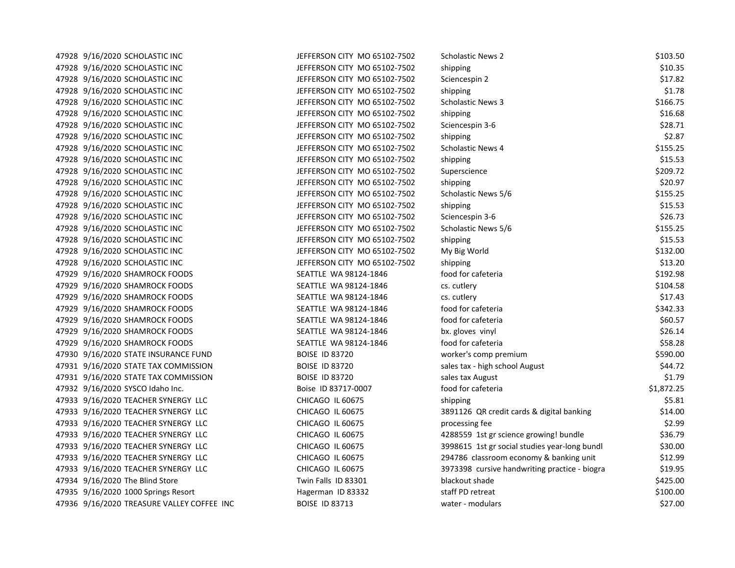| | | | | | |
|---|---|---|---|---|---|
| 47928 | 9/16/2020 | SCHOLASTIC INC | JEFFERSON CITY MO 65102-7502 | Scholastic News 2 | $103.50 |
| 47928 | 9/16/2020 | SCHOLASTIC INC | JEFFERSON CITY MO 65102-7502 | shipping | $10.35 |
| 47928 | 9/16/2020 | SCHOLASTIC INC | JEFFERSON CITY MO 65102-7502 | Sciencespin 2 | $17.82 |
| 47928 | 9/16/2020 | SCHOLASTIC INC | JEFFERSON CITY MO 65102-7502 | shipping | $1.78 |
| 47928 | 9/16/2020 | SCHOLASTIC INC | JEFFERSON CITY MO 65102-7502 | Scholastic News 3 | $166.75 |
| 47928 | 9/16/2020 | SCHOLASTIC INC | JEFFERSON CITY MO 65102-7502 | shipping | $16.68 |
| 47928 | 9/16/2020 | SCHOLASTIC INC | JEFFERSON CITY MO 65102-7502 | Sciencespin 3-6 | $28.71 |
| 47928 | 9/16/2020 | SCHOLASTIC INC | JEFFERSON CITY MO 65102-7502 | shipping | $2.87 |
| 47928 | 9/16/2020 | SCHOLASTIC INC | JEFFERSON CITY MO 65102-7502 | Scholastic News 4 | $155.25 |
| 47928 | 9/16/2020 | SCHOLASTIC INC | JEFFERSON CITY MO 65102-7502 | shipping | $15.53 |
| 47928 | 9/16/2020 | SCHOLASTIC INC | JEFFERSON CITY MO 65102-7502 | Superscience | $209.72 |
| 47928 | 9/16/2020 | SCHOLASTIC INC | JEFFERSON CITY MO 65102-7502 | shipping | $20.97 |
| 47928 | 9/16/2020 | SCHOLASTIC INC | JEFFERSON CITY MO 65102-7502 | Scholastic News 5/6 | $155.25 |
| 47928 | 9/16/2020 | SCHOLASTIC INC | JEFFERSON CITY MO 65102-7502 | shipping | $15.53 |
| 47928 | 9/16/2020 | SCHOLASTIC INC | JEFFERSON CITY MO 65102-7502 | Sciencespin 3-6 | $26.73 |
| 47928 | 9/16/2020 | SCHOLASTIC INC | JEFFERSON CITY MO 65102-7502 | Scholastic News 5/6 | $155.25 |
| 47928 | 9/16/2020 | SCHOLASTIC INC | JEFFERSON CITY MO 65102-7502 | shipping | $15.53 |
| 47928 | 9/16/2020 | SCHOLASTIC INC | JEFFERSON CITY MO 65102-7502 | My Big World | $132.00 |
| 47928 | 9/16/2020 | SCHOLASTIC INC | JEFFERSON CITY MO 65102-7502 | shipping | $13.20 |
| 47929 | 9/16/2020 | SHAMROCK FOODS | SEATTLE WA 98124-1846 | food for cafeteria | $192.98 |
| 47929 | 9/16/2020 | SHAMROCK FOODS | SEATTLE WA 98124-1846 | cs. cutlery | $104.58 |
| 47929 | 9/16/2020 | SHAMROCK FOODS | SEATTLE WA 98124-1846 | cs. cutlery | $17.43 |
| 47929 | 9/16/2020 | SHAMROCK FOODS | SEATTLE WA 98124-1846 | food for cafeteria | $342.33 |
| 47929 | 9/16/2020 | SHAMROCK FOODS | SEATTLE WA 98124-1846 | food for cafeteria | $60.57 |
| 47929 | 9/16/2020 | SHAMROCK FOODS | SEATTLE WA 98124-1846 | bx. gloves vinyl | $26.14 |
| 47929 | 9/16/2020 | SHAMROCK FOODS | SEATTLE WA 98124-1846 | food for cafeteria | $58.28 |
| 47930 | 9/16/2020 | STATE INSURANCE FUND | BOISE ID 83720 | worker's comp premium | $590.00 |
| 47931 | 9/16/2020 | STATE TAX COMMISSION | BOISE ID 83720 | sales tax - high school August | $44.72 |
| 47931 | 9/16/2020 | STATE TAX COMMISSION | BOISE ID 83720 | sales tax August | $1.79 |
| 47932 | 9/16/2020 | SYSCO Idaho Inc. | Boise ID 83717-0007 | food for cafeteria | $1,872.25 |
| 47933 | 9/16/2020 | TEACHER SYNERGY LLC | CHICAGO IL 60675 | shipping | $5.81 |
| 47933 | 9/16/2020 | TEACHER SYNERGY LLC | CHICAGO IL 60675 | 3891126 QR credit cards & digital banking | $14.00 |
| 47933 | 9/16/2020 | TEACHER SYNERGY LLC | CHICAGO IL 60675 | processing fee | $2.99 |
| 47933 | 9/16/2020 | TEACHER SYNERGY LLC | CHICAGO IL 60675 | 4288559 1st gr science growing! bundle | $36.79 |
| 47933 | 9/16/2020 | TEACHER SYNERGY LLC | CHICAGO IL 60675 | 3998615 1st gr social studies year-long bundl | $30.00 |
| 47933 | 9/16/2020 | TEACHER SYNERGY LLC | CHICAGO IL 60675 | 294786 classroom economy & banking unit | $12.99 |
| 47933 | 9/16/2020 | TEACHER SYNERGY LLC | CHICAGO IL 60675 | 3973398 cursive handwriting practice - biogra | $19.95 |
| 47934 | 9/16/2020 | The Blind Store | Twin Falls ID 83301 | blackout shade | $425.00 |
| 47935 | 9/16/2020 | 1000 Springs Resort | Hagerman ID 83332 | staff PD retreat | $100.00 |
| 47936 | 9/16/2020 | TREASURE VALLEY COFFEE INC | BOISE ID 83713 | water - modulars | $27.00 |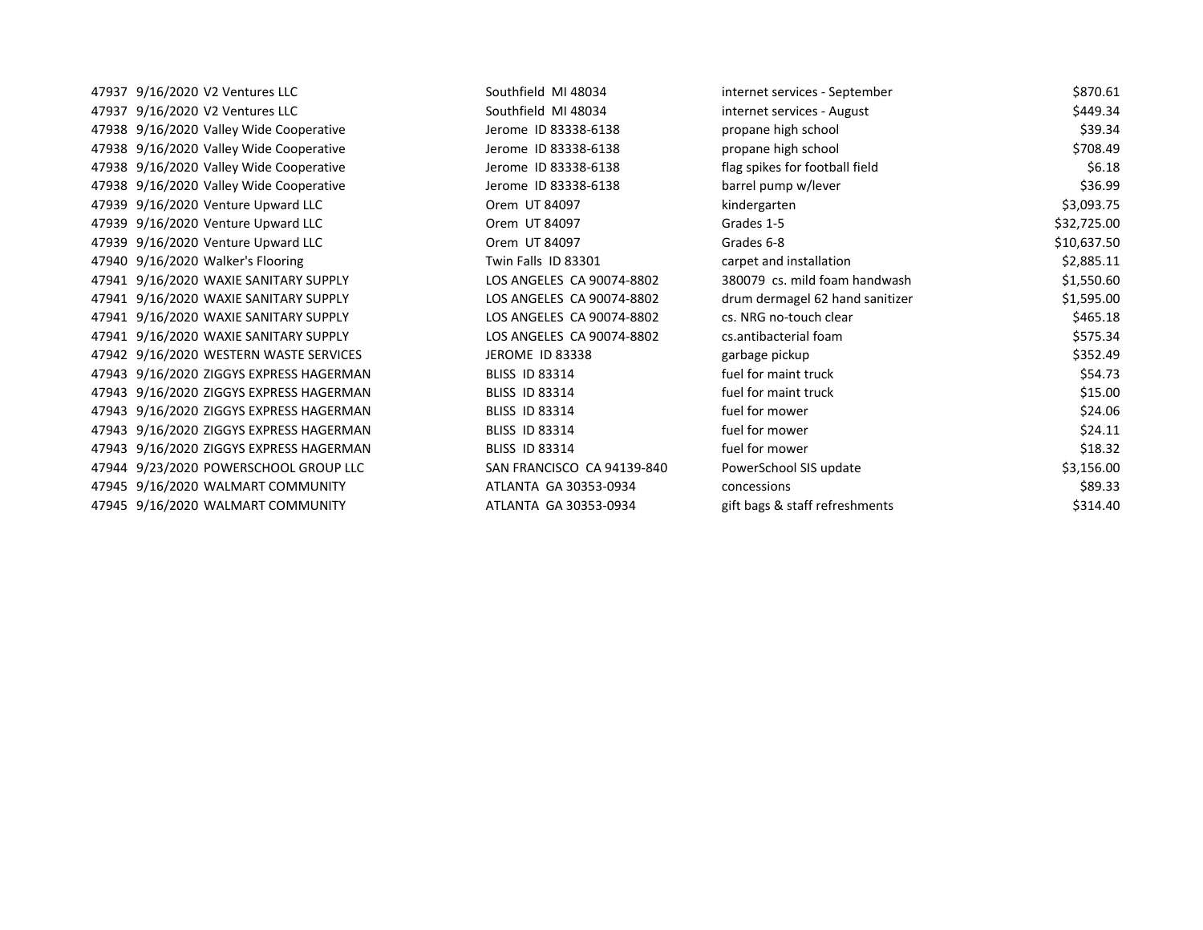| | | | | | |
|---|---|---|---|---|---|
| 47937 | 9/16/2020 | V2 Ventures LLC | Southfield MI 48034 | internet services - September | $870.61 |
| 47937 | 9/16/2020 | V2 Ventures LLC | Southfield MI 48034 | internet services - August | $449.34 |
| 47938 | 9/16/2020 | Valley Wide Cooperative | Jerome ID 83338-6138 | propane high school | $39.34 |
| 47938 | 9/16/2020 | Valley Wide Cooperative | Jerome ID 83338-6138 | propane high school | $708.49 |
| 47938 | 9/16/2020 | Valley Wide Cooperative | Jerome ID 83338-6138 | flag spikes for football field | $6.18 |
| 47938 | 9/16/2020 | Valley Wide Cooperative | Jerome ID 83338-6138 | barrel pump w/lever | $36.99 |
| 47939 | 9/16/2020 | Venture Upward LLC | Orem UT 84097 | kindergarten | $3,093.75 |
| 47939 | 9/16/2020 | Venture Upward LLC | Orem UT 84097 | Grades 1-5 | $32,725.00 |
| 47939 | 9/16/2020 | Venture Upward LLC | Orem UT 84097 | Grades 6-8 | $10,637.50 |
| 47940 | 9/16/2020 | Walker's Flooring | Twin Falls ID 83301 | carpet and installation | $2,885.11 |
| 47941 | 9/16/2020 | WAXIE SANITARY SUPPLY | LOS ANGELES CA 90074-8802 | 380079 cs. mild foam handwash | $1,550.60 |
| 47941 | 9/16/2020 | WAXIE SANITARY SUPPLY | LOS ANGELES CA 90074-8802 | drum dermagel 62 hand sanitizer | $1,595.00 |
| 47941 | 9/16/2020 | WAXIE SANITARY SUPPLY | LOS ANGELES CA 90074-8802 | cs. NRG no-touch clear | $465.18 |
| 47941 | 9/16/2020 | WAXIE SANITARY SUPPLY | LOS ANGELES CA 90074-8802 | cs.antibacterial foam | $575.34 |
| 47942 | 9/16/2020 | WESTERN WASTE SERVICES | JEROME ID 83338 | garbage pickup | $352.49 |
| 47943 | 9/16/2020 | ZIGGYS EXPRESS HAGERMAN | BLISS ID 83314 | fuel for maint truck | $54.73 |
| 47943 | 9/16/2020 | ZIGGYS EXPRESS HAGERMAN | BLISS ID 83314 | fuel for maint truck | $15.00 |
| 47943 | 9/16/2020 | ZIGGYS EXPRESS HAGERMAN | BLISS ID 83314 | fuel for mower | $24.06 |
| 47943 | 9/16/2020 | ZIGGYS EXPRESS HAGERMAN | BLISS ID 83314 | fuel for mower | $24.11 |
| 47943 | 9/16/2020 | ZIGGYS EXPRESS HAGERMAN | BLISS ID 83314 | fuel for mower | $18.32 |
| 47944 | 9/23/2020 | POWERSCHOOL GROUP LLC | SAN FRANCISCO CA 94139-840 | PowerSchool SIS update | $3,156.00 |
| 47945 | 9/16/2020 | WALMART COMMUNITY | ATLANTA GA 30353-0934 | concessions | $89.33 |
| 47945 | 9/16/2020 | WALMART COMMUNITY | ATLANTA GA 30353-0934 | gift bags & staff refreshments | $314.40 |